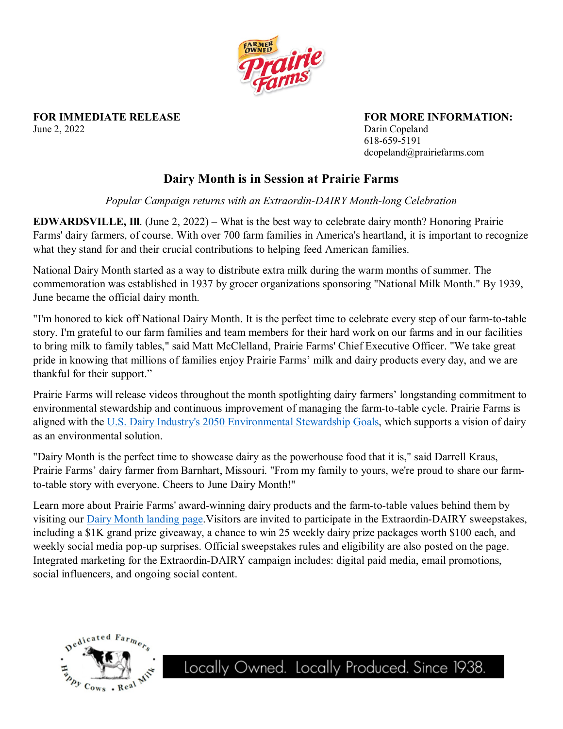**FOR IMMEDIATE RELEASE**
June 2, 2022

**FOR MORE INFORMATION:**
Darin Copeland
618-659-5191
dcopeland@prairiefarms.com

## Dairy Month is in Session at Prairie Farms

*Popular Campaign returns with an Extraordin-DAIRY Month-long Celebration*

**EDWARDSVILLE, Ill**. (June 2, 2022) – What is the best way to celebrate dairy month? Honoring Prairie Farms' dairy farmers, of course. With over 700 farm families in America's heartland, it is important to recognize what they stand for and their crucial contributions to helping feed American families.

National Dairy Month started as a way to distribute extra milk during the warm months of summer. The commemoration was established in 1937 by grocer organizations sponsoring "National Milk Month." By 1939, June became the official dairy month.

"I'm honored to kick off National Dairy Month. It is the perfect time to celebrate every step of our farm-to-table story. I'm grateful to our farm families and team members for their hard work on our farms and in our facilities to bring milk to family tables," said Matt McClelland, Prairie Farms' Chief Executive Officer. "We take great pride in knowing that millions of families enjoy Prairie Farms' milk and dairy products every day, and we are thankful for their support."

Prairie Farms will release videos throughout the month spotlighting dairy farmers' longstanding commitment to environmental stewardship and continuous improvement of managing the farm-to-table cycle. Prairie Farms is aligned with the U.S. Dairy Industry's 2050 Environmental Stewardship Goals, which supports a vision of dairy as an environmental solution.

"Dairy Month is the perfect time to showcase dairy as the powerhouse food that it is," said Darrell Kraus, Prairie Farms' dairy farmer from Barnhart, Missouri. "From my family to yours, we're proud to share our farm-to-table story with everyone. Cheers to June Dairy Month!"

Learn more about Prairie Farms' award-winning dairy products and the farm-to-table values behind them by visiting our Dairy Month landing page.Visitors are invited to participate in the Extraordin-DAIRY sweepstakes, including a $1K grand prize giveaway, a chance to win 25 weekly dairy prize packages worth $100 each, and weekly social media pop-up surprises. Official sweepstakes rules and eligibility are also posted on the page. Integrated marketing for the Extraordin-DAIRY campaign includes: digital paid media, email promotions, social influencers, and ongoing social content.

Dedicated Farmers • Happy Cows • Real Milk

Locally Owned. Locally Produced. Since 1938.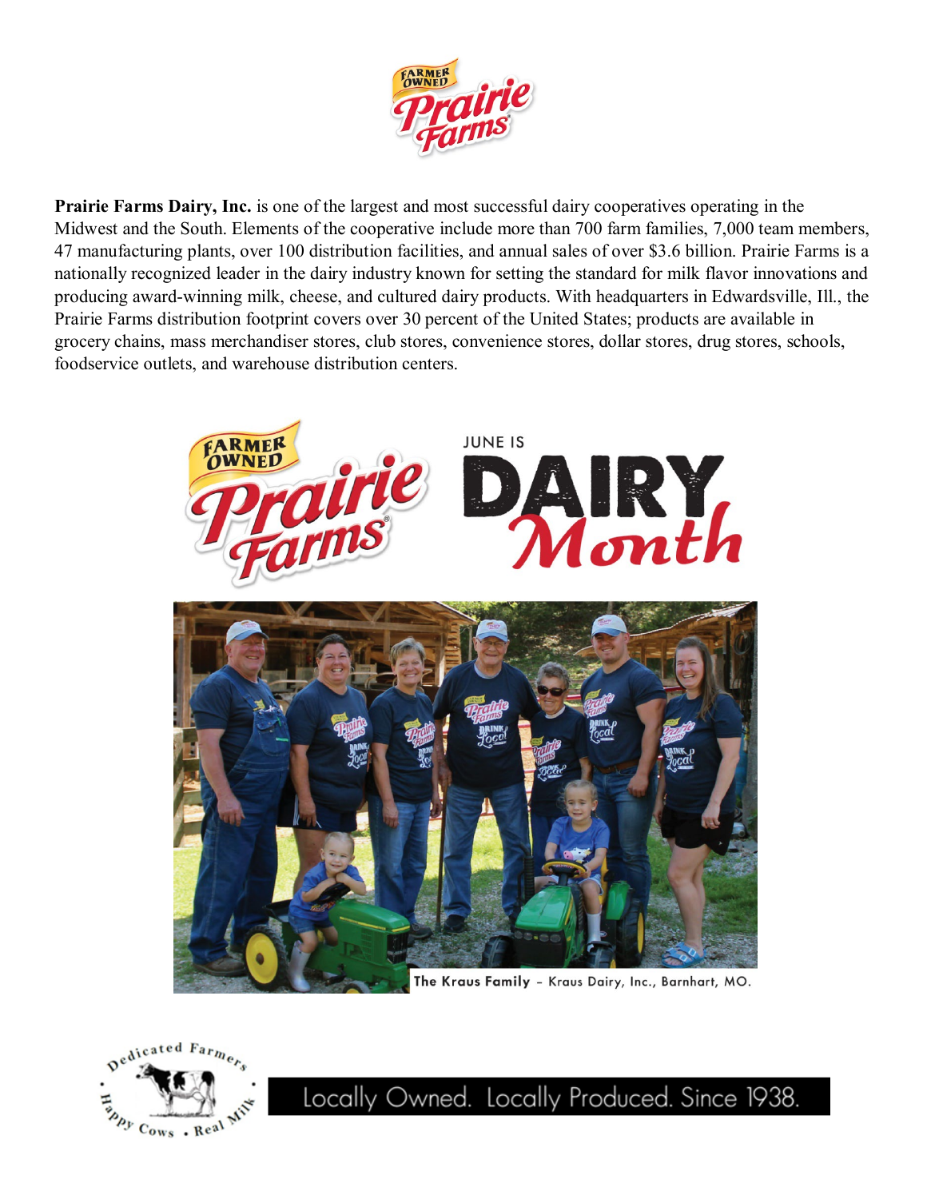**Prairie Farms Dairy, Inc.** is one of the largest and most successful dairy cooperatives operating in the Midwest and the South. Elements of the cooperative include more than 700 farm families, 7,000 team members, 47 manufacturing plants, over 100 distribution facilities, and annual sales of over $3.6 billion. Prairie Farms is a nationally recognized leader in the dairy industry known for setting the standard for milk flavor innovations and producing award-winning milk, cheese, and cultured dairy products. With headquarters in Edwardsville, Ill., the Prairie Farms distribution footprint covers over 30 percent of the United States; products are available in grocery chains, mass merchandiser stores, club stores, convenience stores, dollar stores, drug stores, schools, foodservice outlets, and warehouse distribution centers.

JUNE IS DAIRY Month

**The Kraus Family** – Kraus Dairy, Inc., Barnhart, MO.

Dedicated Farmers • Happy Cows • Real Milk

Locally Owned. Locally Produced. Since 1938.